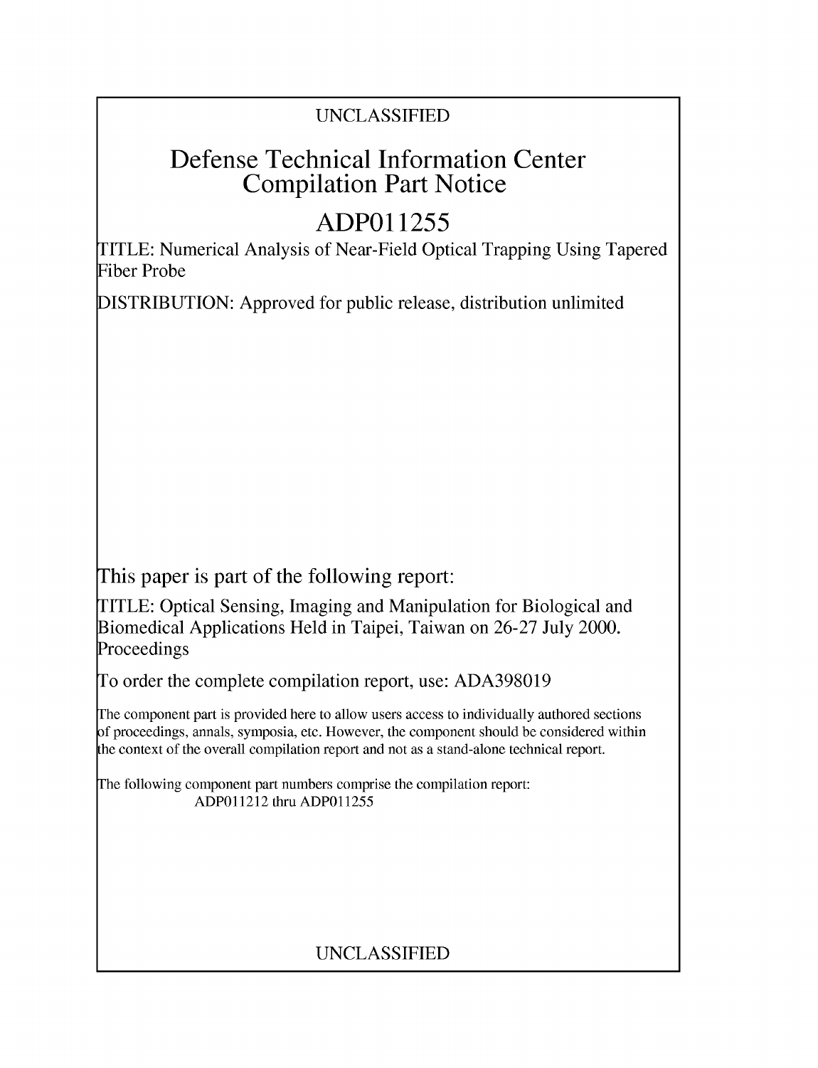UNCLASSIFIED

# Defense Technical Information Center Compilation Part Notice

# ADP011255

TITLE: Numerical Analysis of Near-Field Optical Trapping Using Tapered Fiber Probe

DISTRIBUTION: Approved for public release, distribution unlimited

This paper is part of the following report:

TITLE: Optical Sensing, Imaging and Manipulation for Biological and Biomedical Applications Held in Taipei, Taiwan on 26-27 July 2000. Proceedings

To order the complete compilation report, use: ADA398019

The component part is provided here to allow users access to individually authored sections of proceedings, annals, symposia, etc. However, the component should be considered within the context of the overall compilation report and not as a stand-alone technical report.

The following component part numbers comprise the compilation report:
ADP011212 thru ADP011255

UNCLASSIFIED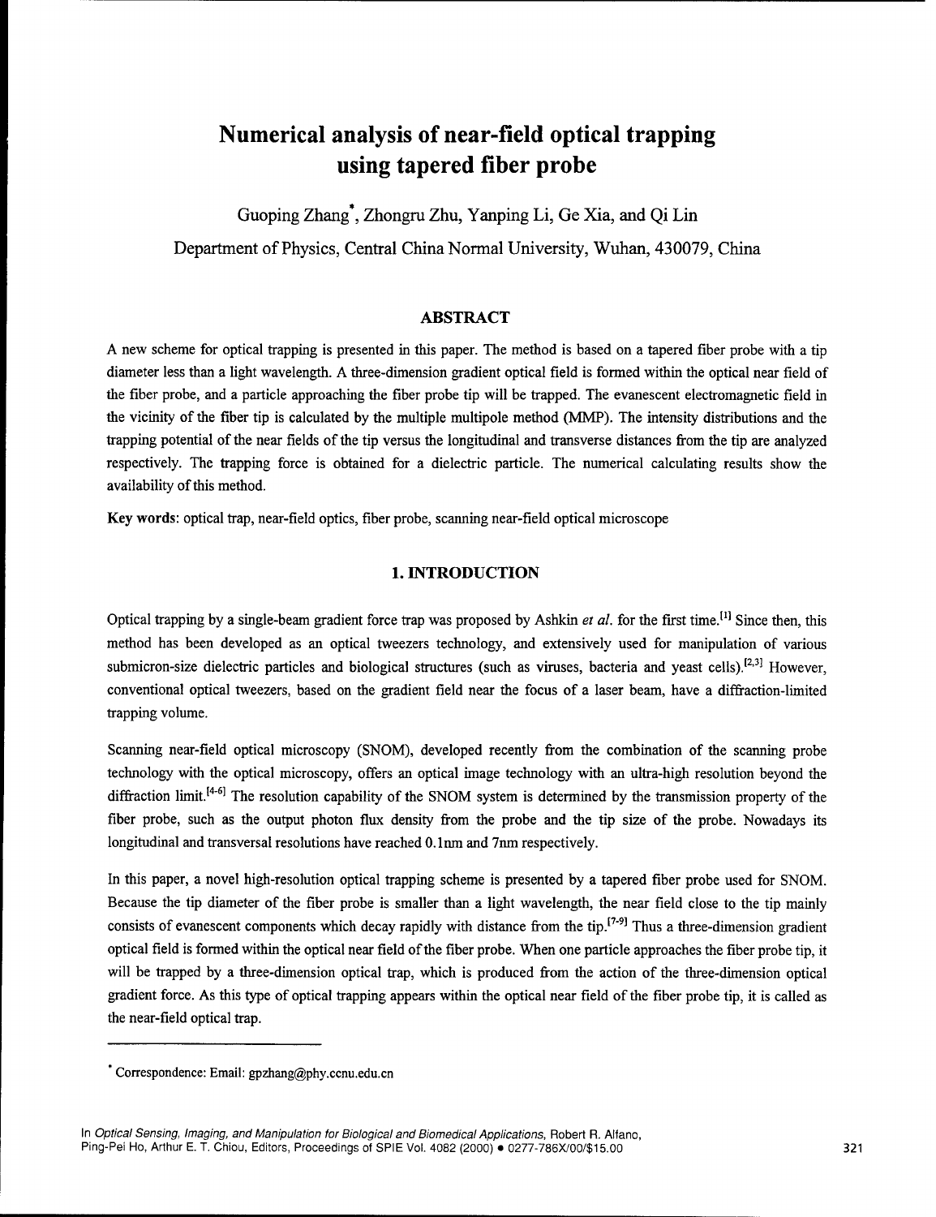# Numerical analysis of near-field optical trapping using tapered fiber probe

Guoping Zhang*, Zhongru Zhu, Yanping Li, Ge Xia, and Qi Lin

Department of Physics, Central China Normal University, Wuhan, 430079, China

## ABSTRACT

A new scheme for optical trapping is presented in this paper. The method is based on a tapered fiber probe with a tip diameter less than a light wavelength. A three-dimension gradient optical field is formed within the optical near field of the fiber probe, and a particle approaching the fiber probe tip will be trapped. The evanescent electromagnetic field in the vicinity of the fiber tip is calculated by the multiple multipole method (MMP). The intensity distributions and the trapping potential of the near fields of the tip versus the longitudinal and transverse distances from the tip are analyzed respectively. The trapping force is obtained for a dielectric particle. The numerical calculating results show the availability of this method.

**Key words**: optical trap, near-field optics, fiber probe, scanning near-field optical microscope

## 1. INTRODUCTION

Optical trapping by a single-beam gradient force trap was proposed by Ashkin *et al.* for the first time.[1] Since then, this method has been developed as an optical tweezers technology, and extensively used for manipulation of various submicron-size dielectric particles and biological structures (such as viruses, bacteria and yeast cells).[2,3] However, conventional optical tweezers, based on the gradient field near the focus of a laser beam, have a diffraction-limited trapping volume.

Scanning near-field optical microscopy (SNOM), developed recently from the combination of the scanning probe technology with the optical microscopy, offers an optical image technology with an ultra-high resolution beyond the diffraction limit.[4-6] The resolution capability of the SNOM system is determined by the transmission property of the fiber probe, such as the output photon flux density from the probe and the tip size of the probe. Nowadays its longitudinal and transversal resolutions have reached 0.1nm and 7nm respectively.

In this paper, a novel high-resolution optical trapping scheme is presented by a tapered fiber probe used for SNOM. Because the tip diameter of the fiber probe is smaller than a light wavelength, the near field close to the tip mainly consists of evanescent components which decay rapidly with distance from the tip.[7-9] Thus a three-dimension gradient optical field is formed within the optical near field of the fiber probe. When one particle approaches the fiber probe tip, it will be trapped by a three-dimension optical trap, which is produced from the action of the three-dimension optical gradient force. As this type of optical trapping appears within the optical near field of the fiber probe tip, it is called as the near-field optical trap.

* Correspondence: Email: gpzhang@phy.ccnu.edu.cn

In *Optical Sensing, Imaging, and Manipulation for Biological and Biomedical Applications*, Robert R. Alfano, Ping-Pei Ho, Arthur E. T. Chiou, Editors, Proceedings of SPIE Vol. 4082 (2000) • 0277-786X/00/$15.00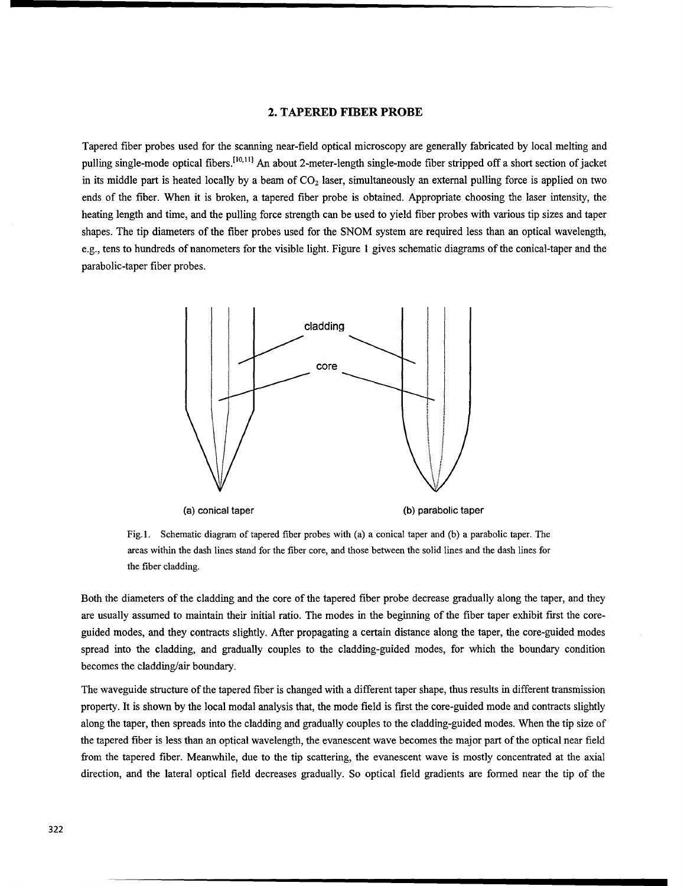## 2. TAPERED FIBER PROBE

Tapered fiber probes used for the scanning near-field optical microscopy are generally fabricated by local melting and pulling single-mode optical fibers.[10,11] An about 2-meter-length single-mode fiber stripped off a short section of jacket in its middle part is heated locally by a beam of $CO_2$ laser, simultaneously an external pulling force is applied on two ends of the fiber. When it is broken, a tapered fiber probe is obtained. Appropriate choosing the laser intensity, the heating length and time, and the pulling force strength can be used to yield fiber probes with various tip sizes and taper shapes. The tip diameters of the fiber probes used for the SNOM system are required less than an optical wavelength, e.g., tens to hundreds of nanometers for the visible light. Figure 1 gives schematic diagrams of the conical-taper and the parabolic-taper fiber probes.

Fig.1. Schematic diagram of tapered fiber probes with (a) a conical taper and (b) a parabolic taper. The areas within the dash lines stand for the fiber core, and those between the solid lines and the dash lines for the fiber cladding.

Both the diameters of the cladding and the core of the tapered fiber probe decrease gradually along the taper, and they are usually assumed to maintain their initial ratio. The modes in the beginning of the fiber taper exhibit first the core-guided modes, and they contracts slightly. After propagating a certain distance along the taper, the core-guided modes spread into the cladding, and gradually couples to the cladding-guided modes, for which the boundary condition becomes the cladding/air boundary.

The waveguide structure of the tapered fiber is changed with a different taper shape, thus results in different transmission property. It is shown by the local modal analysis that, the mode field is first the core-guided mode and contracts slightly along the taper, then spreads into the cladding and gradually couples to the cladding-guided modes. When the tip size of the tapered fiber is less than an optical wavelength, the evanescent wave becomes the major part of the optical near field from the tapered fiber. Meanwhile, due to the tip scattering, the evanescent wave is mostly concentrated at the axial direction, and the lateral optical field decreases gradually. So optical field gradients are formed near the tip of the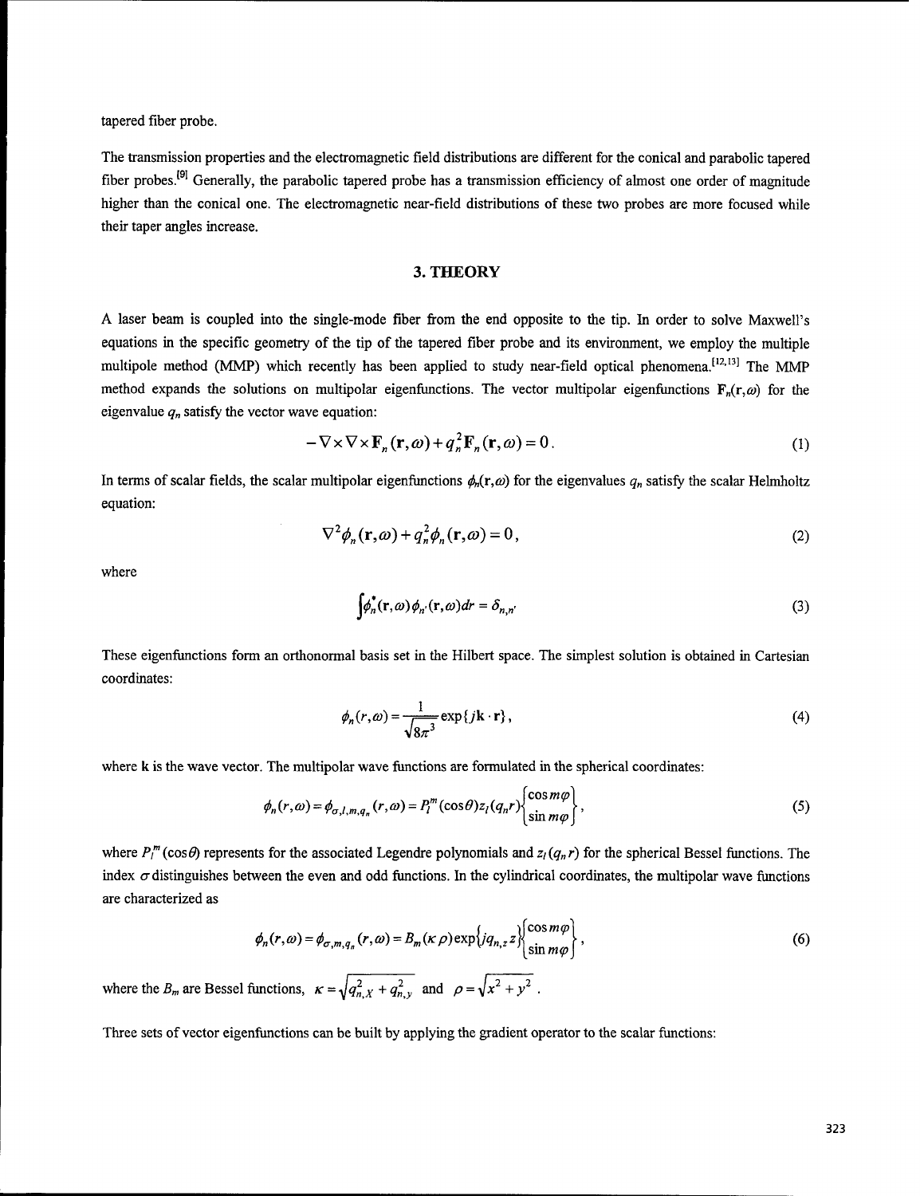tapered fiber probe.

The transmission properties and the electromagnetic field distributions are different for the conical and parabolic tapered fiber probes.[9] Generally, the parabolic tapered probe has a transmission efficiency of almost one order of magnitude higher than the conical one. The electromagnetic near-field distributions of these two probes are more focused while their taper angles increase.

## 3. THEORY

A laser beam is coupled into the single-mode fiber from the end opposite to the tip. In order to solve Maxwell's equations in the specific geometry of the tip of the tapered fiber probe and its environment, we employ the multiple multipole method (MMP) which recently has been applied to study near-field optical phenomena.[12,13] The MMP method expands the solutions on multipolar eigenfunctions. The vector multipolar eigenfunctions $\mathbf{F}_n(\mathbf{r},\omega)$ for the eigenvalue $q_n$ satisfy the vector wave equation:

$$-\nabla\times\nabla\times\mathbf{F}_n(\mathbf{r},\omega)+q_n^2\mathbf{F}_n(\mathbf{r},\omega)=0\,. \tag{1}$$

In terms of scalar fields, the scalar multipolar eigenfunctions $\phi_n(\mathbf{r},\omega)$ for the eigenvalues $q_n$ satisfy the scalar Helmholtz equation:

$$\nabla^2\phi_n(\mathbf{r},\omega)+q_n^2\phi_n(\mathbf{r},\omega)=0\,, \tag{2}$$

where

$$\int\phi_n^*(\mathbf{r},\omega)\phi_{n'}(\mathbf{r},\omega)dr=\delta_{n,n'} \tag{3}$$

These eigenfunctions form an orthonormal basis set in the Hilbert space. The simplest solution is obtained in Cartesian coordinates:

$$\phi_n(r,\omega)=\frac{1}{\sqrt{8\pi^3}}\exp\{j\mathbf{k}\cdot\mathbf{r}\}\,, \tag{4}$$

where $\mathbf{k}$ is the wave vector. The multipolar wave functions are formulated in the spherical coordinates:

$$\phi_n(r,\omega)=\phi_{\sigma,l,m,q_n}(r,\omega)=P_l^m(\cos\theta)z_l(q_nr)\begin{Bmatrix}\cos m\varphi\\ \sin m\varphi\end{Bmatrix}, \tag{5}$$

where $P_l^m(\cos\theta)$ represents for the associated Legendre polynomials and $z_l(q_nr)$ for the spherical Bessel functions. The index $\sigma$ distinguishes between the even and odd functions. In the cylindrical coordinates, the multipolar wave functions are characterized as

$$\phi_n(r,\omega)=\phi_{\sigma,m,q_n}(r,\omega)=B_m(\kappa\rho)\exp\{jq_{n,z}z\}\begin{Bmatrix}\cos m\varphi\\ \sin m\varphi\end{Bmatrix}, \tag{6}$$

where the $B_m$ are Bessel functions, $\kappa=\sqrt{q_{n,X}^2+q_{n,y}^2}$ and $\rho=\sqrt{x^2+y^2}$.

Three sets of vector eigenfunctions can be built by applying the gradient operator to the scalar functions: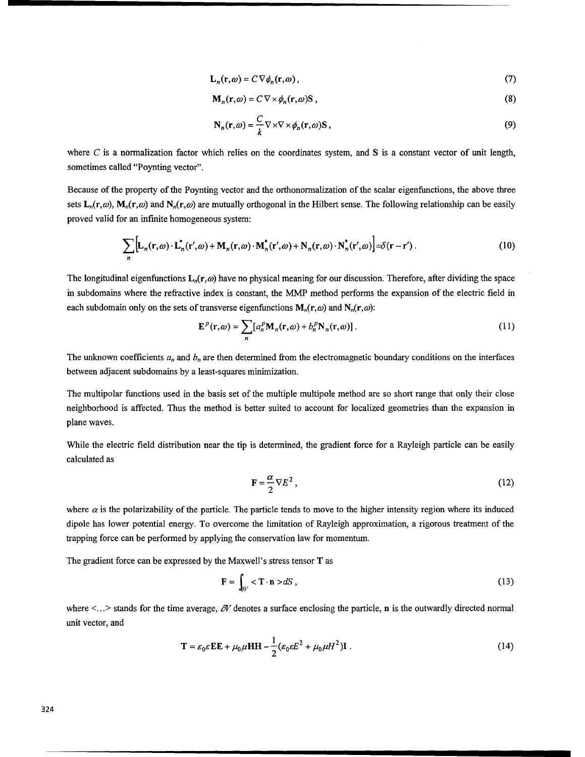$$\mathbf{L}_n(\mathbf{r},\omega) = C\nabla\phi_n(\mathbf{r},\omega)\,, \tag{7}$$

$$\mathbf{M}_n(\mathbf{r},\omega) = C\nabla\times\phi_n(\mathbf{r},\omega)\mathbf{S}\,, \tag{8}$$

$$\mathbf{N}_n(\mathbf{r},\omega) = \frac{C}{k}\nabla\times\nabla\times\phi_n(\mathbf{r},\omega)\mathbf{S}\,, \tag{9}$$

where $C$ is a normalization factor which relies on the coordinates system, and $\mathbf{S}$ is a constant vector of unit length, sometimes called "Poynting vector".

Because of the property of the Poynting vector and the orthonormalization of the scalar eigenfunctions, the above three sets $\mathbf{L}_n(\mathbf{r},\omega)$, $\mathbf{M}_n(\mathbf{r},\omega)$ and $\mathbf{N}_n(\mathbf{r},\omega)$ are mutually orthogonal in the Hilbert sense. The following relationship can be easily proved valid for an infinite homogeneous system:

$$\sum_n \left[\mathbf{L}_n(\mathbf{r},\omega)\cdot\mathbf{L}_n^*(\mathbf{r}',\omega) + \mathbf{M}_n(\mathbf{r},\omega)\cdot\mathbf{M}_n^*(\mathbf{r}',\omega) + \mathbf{N}_n(\mathbf{r},\omega)\cdot\mathbf{N}_n^*(\mathbf{r}',\omega)\right] = \delta(\mathbf{r}-\mathbf{r}')\,. \tag{10}$$

The longitudinal eigenfunctions $\mathbf{L}_n(\mathbf{r},\omega)$ have no physical meaning for our discussion. Therefore, after dividing the space in subdomains where the refractive index is constant, the MMP method performs the expansion of the electric field in each subdomain only on the sets of transverse eigenfunctions $\mathbf{M}_n(\mathbf{r},\omega)$ and $\mathbf{N}_n(\mathbf{r},\omega)$:

$$\mathbf{E}^p(\mathbf{r},\omega) = \sum_n [a_n^p\mathbf{M}_n(\mathbf{r},\omega) + b_n^p\mathbf{N}_n(\mathbf{r},\omega)]\,. \tag{11}$$

The unknown coefficients $a_n$ and $b_n$ are then determined from the electromagnetic boundary conditions on the interfaces between adjacent subdomains by a least-squares minimization.

The multipolar functions used in the basis set of the multiple multipole method are so short range that only their close neighborhood is affected. Thus the method is better suited to account for localized geometries than the expansion in plane waves.

While the electric field distribution near the tip is determined, the gradient force for a Rayleigh particle can be easily calculated as

$$\mathbf{F} = \frac{\alpha}{2}\nabla E^2\,, \tag{12}$$

where $\alpha$ is the polarizability of the particle. The particle tends to move to the higher intensity region where its induced dipole has lower potential energy. To overcome the limitation of Rayleigh approximation, a rigorous treatment of the trapping force can be performed by applying the conservation law for momentum.

The gradient force can be expressed by the Maxwell's stress tensor $\mathbf{T}$ as

$$\mathbf{F} = \int_{\partial V} <\mathbf{T}\cdot\mathbf{n}> dS\,, \tag{13}$$

where $<...>$ stands for the time average, $\partial V$ denotes a surface enclosing the particle, $\mathbf{n}$ is the outwardly directed normal unit vector, and

$$\mathbf{T} = \varepsilon_0\varepsilon\mathbf{E}\mathbf{E} + \mu_0\mu\mathbf{H}\mathbf{H} - \frac{1}{2}(\varepsilon_0\varepsilon E^2 + \mu_0\mu H^2)\mathbf{I}\,. \tag{14}$$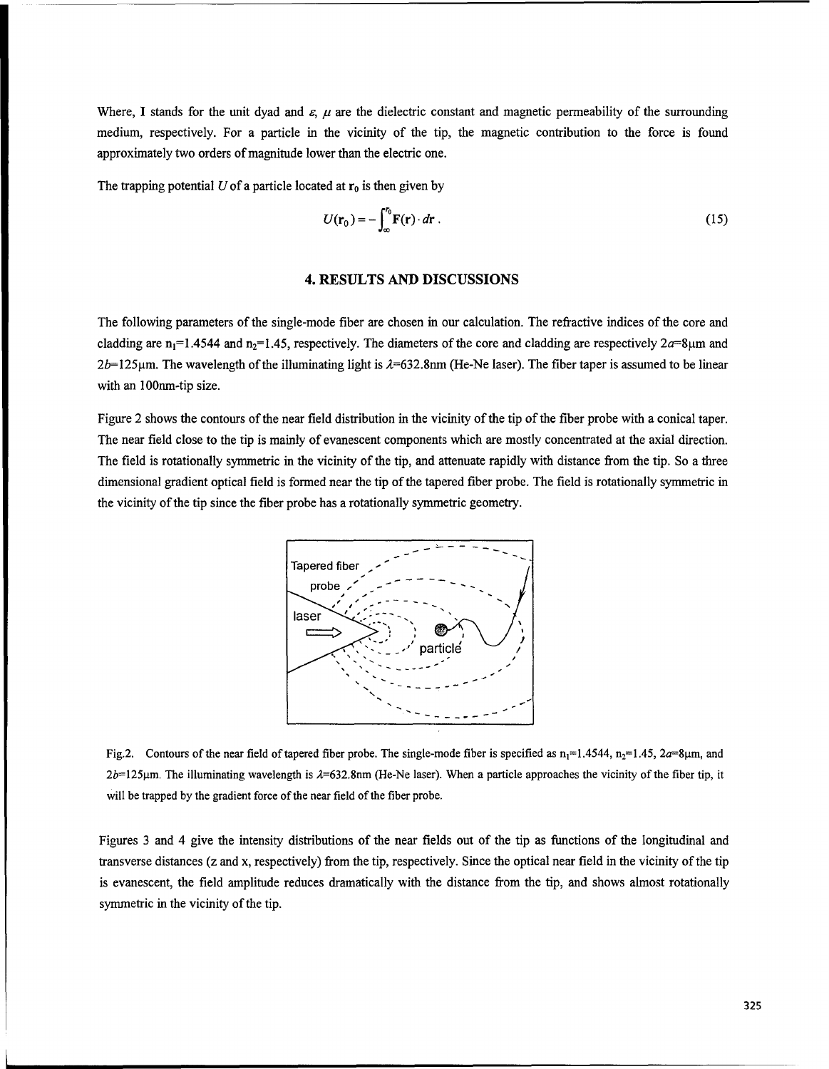Where, **I** stands for the unit dyad and $\varepsilon$, $\mu$ are the dielectric constant and magnetic permeability of the surrounding medium, respectively. For a particle in the vicinity of the tip, the magnetic contribution to the force is found approximately two orders of magnitude lower than the electric one.

The trapping potential $U$ of a particle located at $\mathbf{r}_0$ is then given by

$$U(\mathbf{r}_0) = -\int_{\infty}^{r_0} \mathbf{F}(\mathbf{r}) \cdot d\mathbf{r} . \tag{15}$$

## 4. RESULTS AND DISCUSSIONS

The following parameters of the single-mode fiber are chosen in our calculation. The refractive indices of the core and cladding are $n_1$=1.4544 and $n_2$=1.45, respectively. The diameters of the core and cladding are respectively $2a$=8μm and $2b$=125μm. The wavelength of the illuminating light is $\lambda$=632.8nm (He-Ne laser). The fiber taper is assumed to be linear with an 100nm-tip size.

Figure 2 shows the contours of the near field distribution in the vicinity of the tip of the fiber probe with a conical taper. The near field close to the tip is mainly of evanescent components which are mostly concentrated at the axial direction. The field is rotationally symmetric in the vicinity of the tip, and attenuate rapidly with distance from the tip. So a three dimensional gradient optical field is formed near the tip of the tapered fiber probe. The field is rotationally symmetric in the vicinity of the tip since the fiber probe has a rotationally symmetric geometry.

Fig.2. Contours of the near field of tapered fiber probe. The single-mode fiber is specified as $n_1$=1.4544, $n_2$=1.45, $2a$=8μm, and $2b$=125μm. The illuminating wavelength is $\lambda$=632.8nm (He-Ne laser). When a particle approaches the vicinity of the fiber tip, it will be trapped by the gradient force of the near field of the fiber probe.

Figures 3 and 4 give the intensity distributions of the near fields out of the tip as functions of the longitudinal and transverse distances (z and x, respectively) from the tip, respectively. Since the optical near field in the vicinity of the tip is evanescent, the field amplitude reduces dramatically with the distance from the tip, and shows almost rotationally symmetric in the vicinity of the tip.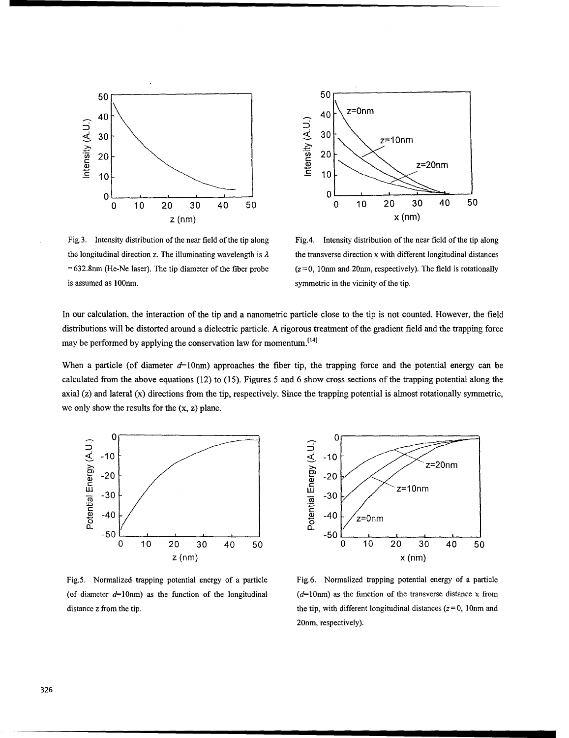Fig.3. Intensity distribution of the near field of the tip along the longitudinal direction z. The illuminating wavelength is $\lambda$ =632.8nm (He-Ne laser). The tip diameter of the fiber probe is assumed as 100nm.

Fig.4. Intensity distribution of the near field of the tip along the transverse direction x with different longitudinal distances ($z$=0, 10nm and 20nm, respectively). The field is rotationally symmetric in the vicinity of the tip.

In our calculation, the interaction of the tip and a nanometric particle close to the tip is not counted. However, the field distributions will be distorted around a dielectric particle. A rigorous treatment of the gradient field and the trapping force may be performed by applying the conservation law for momentum.[14]

When a particle (of diameter $d$=10nm) approaches the fiber tip, the trapping force and the potential energy can be calculated from the above equations (12) to (15). Figures 5 and 6 show cross sections of the trapping potential along the axial (z) and lateral (x) directions from the tip, respectively. Since the trapping potential is almost rotationally symmetric, we only show the results for the (x, z) plane.

Fig.5. Normalized trapping potential energy of a particle (of diameter $d$=10nm) as the function of the longitudinal distance z from the tip.

Fig.6. Normalized trapping potential energy of a particle ($d$=10nm) as the function of the transverse distance x from the tip, with different longitudinal distances ($z$=0, 10nm and 20nm, respectively).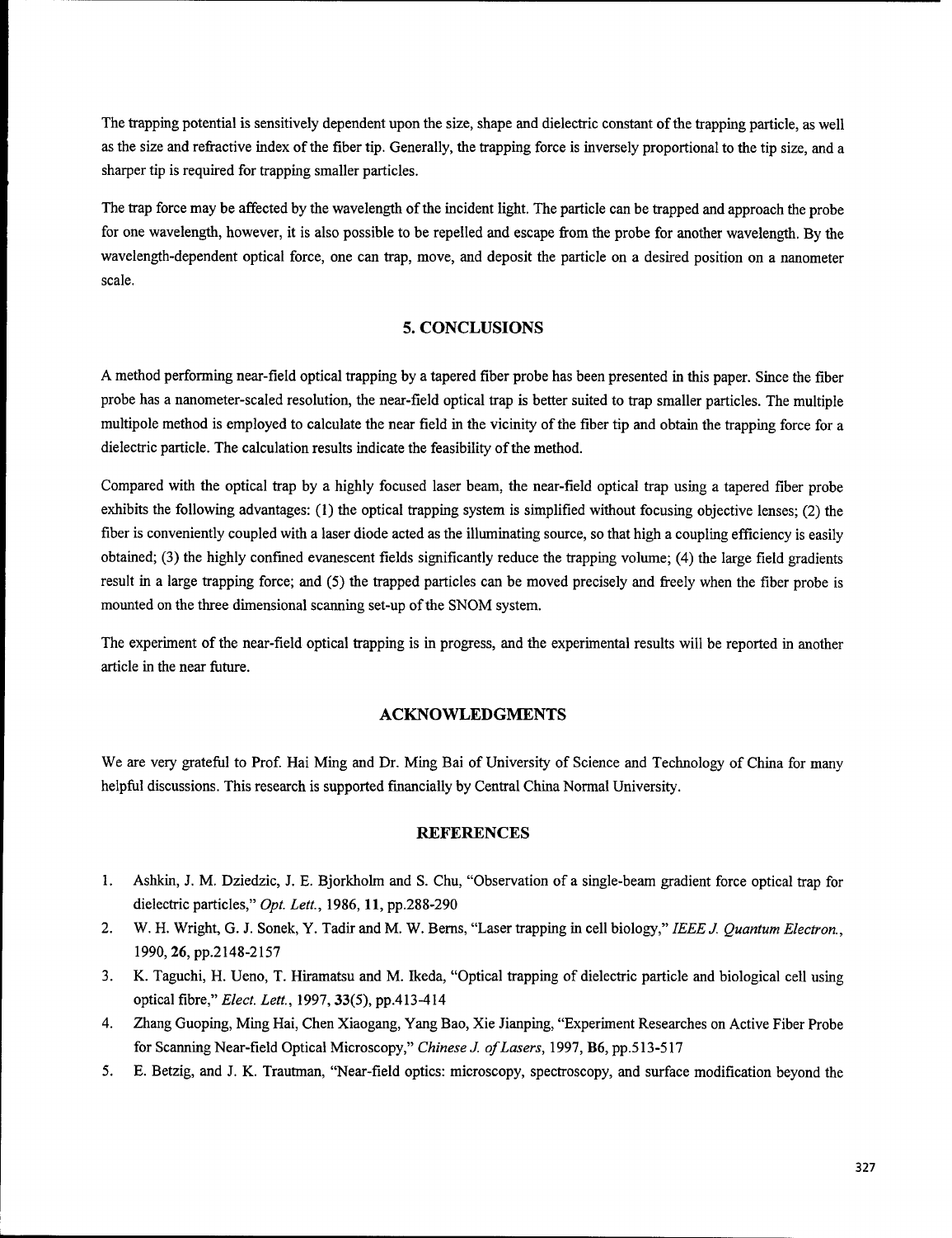The trapping potential is sensitively dependent upon the size, shape and dielectric constant of the trapping particle, as well as the size and refractive index of the fiber tip. Generally, the trapping force is inversely proportional to the tip size, and a sharper tip is required for trapping smaller particles.

The trap force may be affected by the wavelength of the incident light. The particle can be trapped and approach the probe for one wavelength, however, it is also possible to be repelled and escape from the probe for another wavelength. By the wavelength-dependent optical force, one can trap, move, and deposit the particle on a desired position on a nanometer scale.

## 5. CONCLUSIONS

A method performing near-field optical trapping by a tapered fiber probe has been presented in this paper. Since the fiber probe has a nanometer-scaled resolution, the near-field optical trap is better suited to trap smaller particles. The multiple multipole method is employed to calculate the near field in the vicinity of the fiber tip and obtain the trapping force for a dielectric particle. The calculation results indicate the feasibility of the method.

Compared with the optical trap by a highly focused laser beam, the near-field optical trap using a tapered fiber probe exhibits the following advantages: (1) the optical trapping system is simplified without focusing objective lenses; (2) the fiber is conveniently coupled with a laser diode acted as the illuminating source, so that high a coupling efficiency is easily obtained; (3) the highly confined evanescent fields significantly reduce the trapping volume; (4) the large field gradients result in a large trapping force; and (5) the trapped particles can be moved precisely and freely when the fiber probe is mounted on the three dimensional scanning set-up of the SNOM system.

The experiment of the near-field optical trapping is in progress, and the experimental results will be reported in another article in the near future.

## ACKNOWLEDGMENTS

We are very grateful to Prof. Hai Ming and Dr. Ming Bai of University of Science and Technology of China for many helpful discussions. This research is supported financially by Central China Normal University.

## REFERENCES

1. Ashkin, J. M. Dziedzic, J. E. Bjorkholm and S. Chu, "Observation of a single-beam gradient force optical trap for dielectric particles," *Opt. Lett.*, 1986, **11**, pp.288-290
2. W. H. Wright, G. J. Sonek, Y. Tadir and M. W. Berns, "Laser trapping in cell biology," *IEEE J. Quantum Electron.*, 1990, **26**, pp.2148-2157
3. K. Taguchi, H. Ueno, T. Hiramatsu and M. Ikeda, "Optical trapping of dielectric particle and biological cell using optical fibre," *Elect. Lett.*, 1997, **33**(5), pp.413-414
4. Zhang Guoping, Ming Hai, Chen Xiaogang, Yang Bao, Xie Jianping, "Experiment Researches on Active Fiber Probe for Scanning Near-field Optical Microscopy," *Chinese J. of Lasers*, 1997, **B6**, pp.513-517
5. E. Betzig, and J. K. Trautman, "Near-field optics: microscopy, spectroscopy, and surface modification beyond the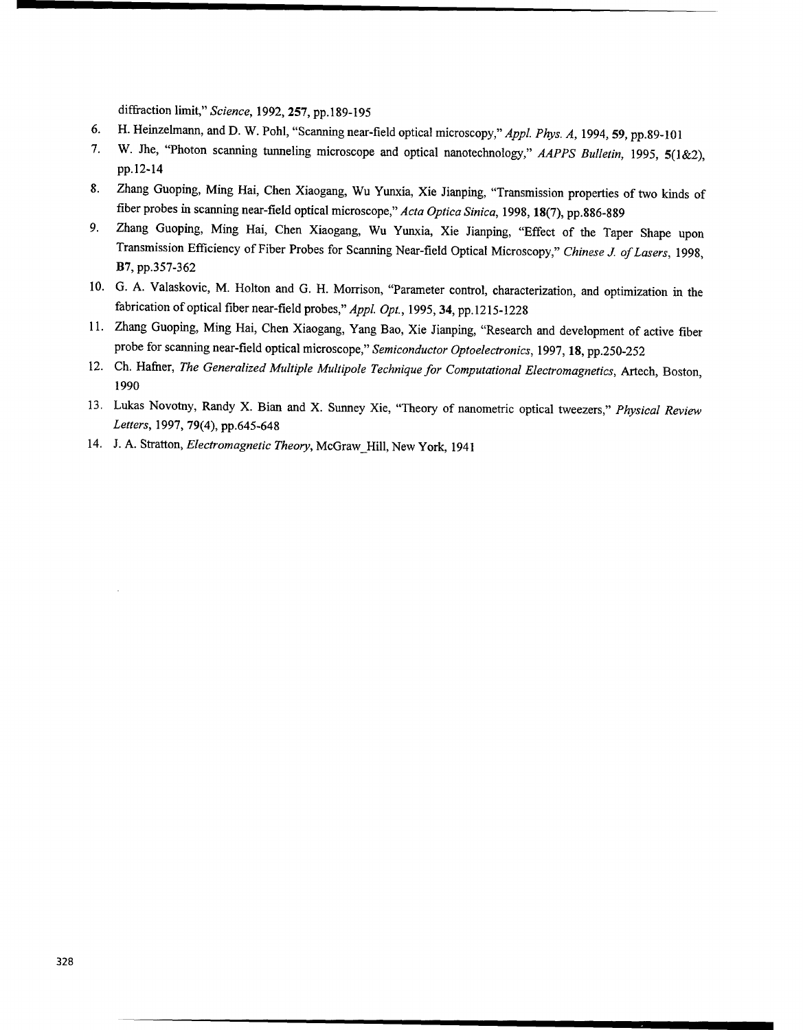diffraction limit," *Science*, 1992, **257**, pp.189-195

6. H. Heinzelmann, and D. W. Pohl, "Scanning near-field optical microscopy," *Appl. Phys. A*, 1994, **59**, pp.89-101
7. W. Jhe, "Photon scanning tunneling microscope and optical nanotechnology," *AAPPS Bulletin*, 1995, **5**(1&2), pp.12-14
8. Zhang Guoping, Ming Hai, Chen Xiaogang, Wu Yunxia, Xie Jianping, "Transmission properties of two kinds of fiber probes in scanning near-field optical microscope," *Acta Optica Sinica*, 1998, **18**(7), pp.886-889
9. Zhang Guoping, Ming Hai, Chen Xiaogang, Wu Yunxia, Xie Jianping, "Effect of the Taper Shape upon Transmission Efficiency of Fiber Probes for Scanning Near-field Optical Microscopy," *Chinese J. of Lasers*, 1998, **B7**, pp.357-362
10. G. A. Valaskovic, M. Holton and G. H. Morrison, "Parameter control, characterization, and optimization in the fabrication of optical fiber near-field probes," *Appl. Opt.*, 1995, **34**, pp.1215-1228
11. Zhang Guoping, Ming Hai, Chen Xiaogang, Yang Bao, Xie Jianping, "Research and development of active fiber probe for scanning near-field optical microscope," *Semiconductor Optoelectronics*, 1997, **18**, pp.250-252
12. Ch. Hafner, *The Generalized Multiple Multipole Technique for Computational Electromagnetics*, Artech, Boston, 1990
13. Lukas Novotny, Randy X. Bian and X. Sunney Xie, "Theory of nanometric optical tweezers," *Physical Review Letters*, 1997, **79**(4), pp.645-648
14. J. A. Stratton, *Electromagnetic Theory*, McGraw_Hill, New York, 1941